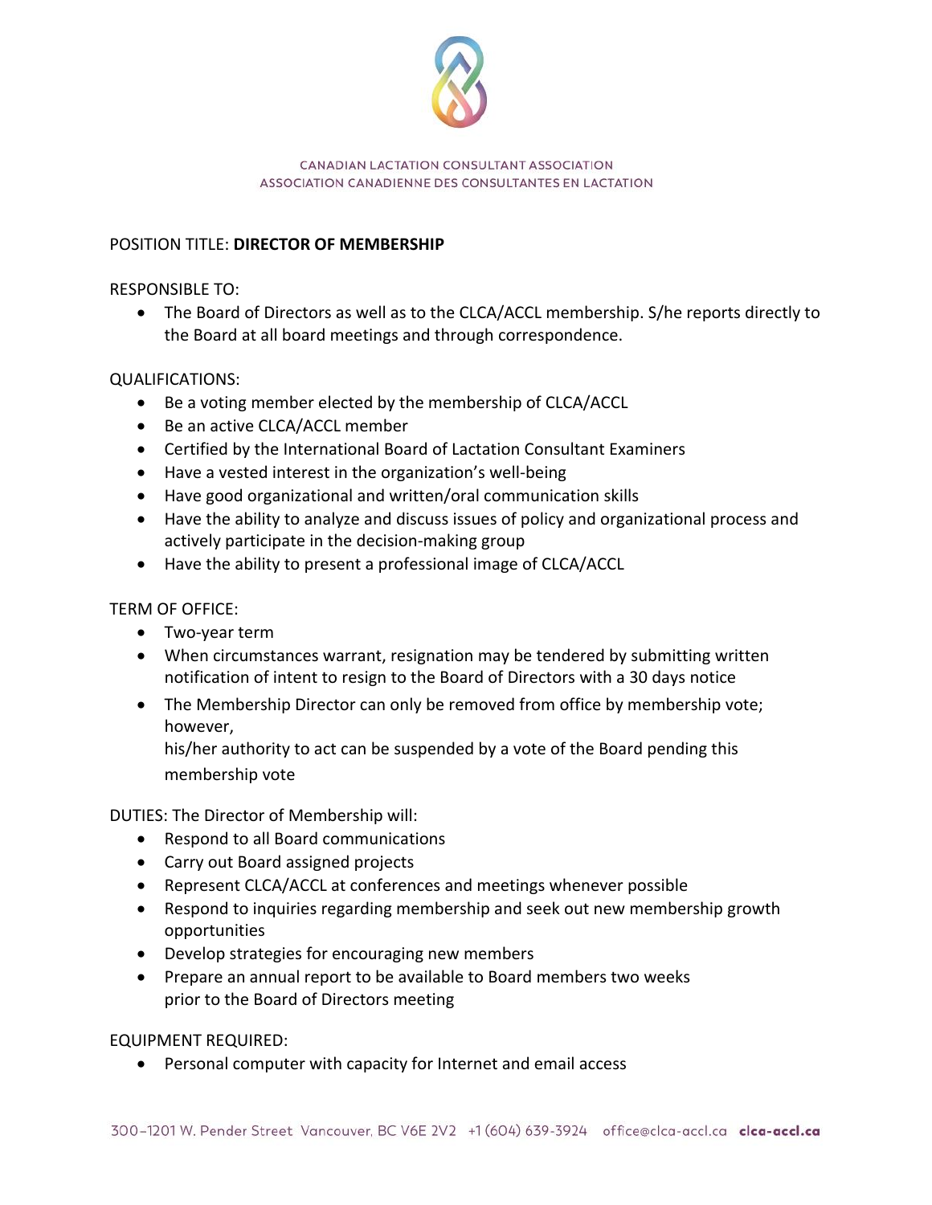CANADIAN LACTATION CONSULTANT ASSOCIATION
ASSOCIATION CANADIENNE DES CONSULTANTES EN LACTATION

POSITION TITLE: **DIRECTOR OF MEMBERSHIP**

RESPONSIBLE TO:

- The Board of Directors as well as to the CLCA/ACCL membership. S/he reports directly to the Board at all board meetings and through correspondence.

QUALIFICATIONS:

- Be a voting member elected by the membership of CLCA/ACCL
- Be an active CLCA/ACCL member
- Certified by the International Board of Lactation Consultant Examiners
- Have a vested interest in the organization's well-being
- Have good organizational and written/oral communication skills
- Have the ability to analyze and discuss issues of policy and organizational process and actively participate in the decision-making group
- Have the ability to present a professional image of CLCA/ACCL

TERM OF OFFICE:

- Two-year term
- When circumstances warrant, resignation may be tendered by submitting written notification of intent to resign to the Board of Directors with a 30 days notice
- The Membership Director can only be removed from office by membership vote; however, his/her authority to act can be suspended by a vote of the Board pending this membership vote

DUTIES: The Director of Membership will:

- Respond to all Board communications
- Carry out Board assigned projects
- Represent CLCA/ACCL at conferences and meetings whenever possible
- Respond to inquiries regarding membership and seek out new membership growth opportunities
- Develop strategies for encouraging new members
- Prepare an annual report to be available to Board members two weeks prior to the Board of Directors meeting

EQUIPMENT REQUIRED:

- Personal computer with capacity for Internet and email access

300–1201 W. Pender Street Vancouver, BC V6E 2V2 +1 (604) 639-3924 office@clca-accl.ca **clca-accl.ca**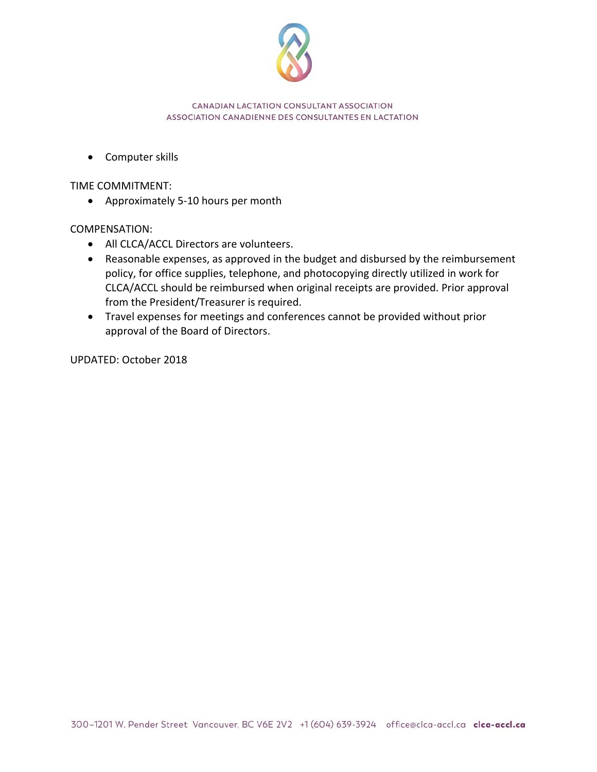- Computer skills

TIME COMMITMENT:

- Approximately 5-10 hours per month

COMPENSATION:

- All CLCA/ACCL Directors are volunteers.
- Reasonable expenses, as approved in the budget and disbursed by the reimbursement policy, for office supplies, telephone, and photocopying directly utilized in work for CLCA/ACCL should be reimbursed when original receipts are provided. Prior approval from the President/Treasurer is required.
- Travel expenses for meetings and conferences cannot be provided without prior approval of the Board of Directors.

UPDATED: October 2018